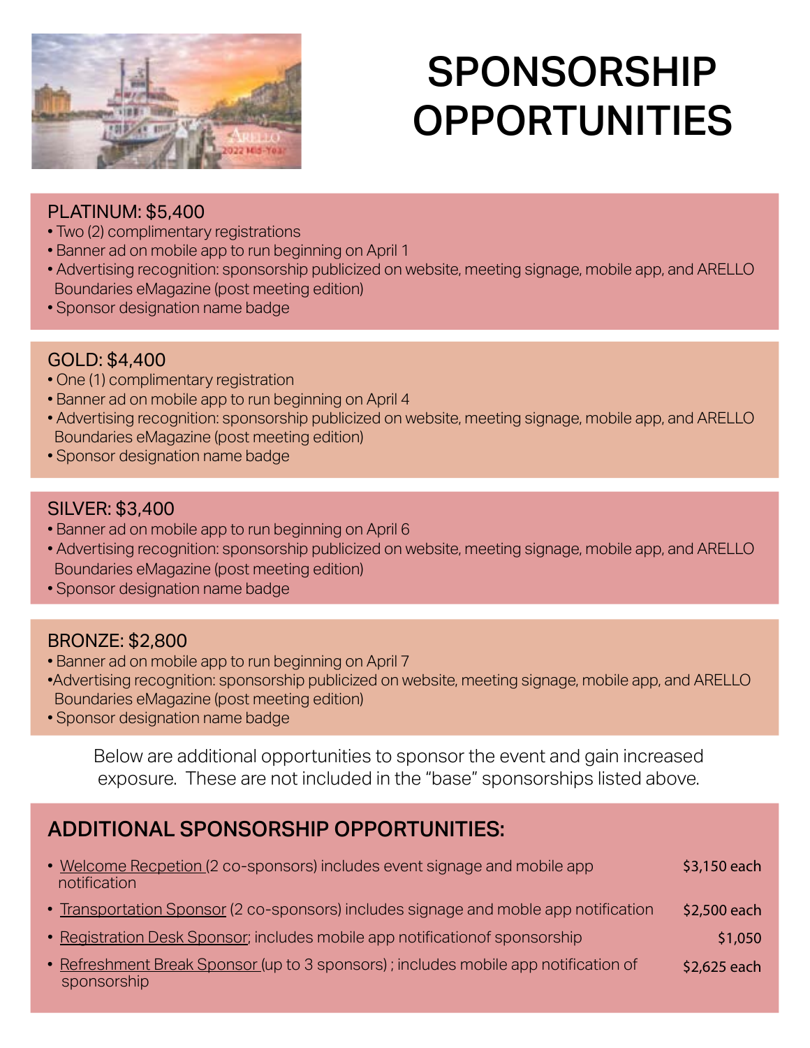# SPONSORSHIP OPPORTUNITIES

## PLATINUM: $5,400

- Two (2) complimentary registrations
- Banner ad on mobile app to run beginning on April 1
- Advertising recognition: sponsorship publicized on website, meeting signage, mobile app, and ARELLO Boundaries eMagazine (post meeting edition)
- Sponsor designation name badge

## GOLD: $4,400

- One (1) complimentary registration
- Banner ad on mobile app to run beginning on April 4
- Advertising recognition: sponsorship publicized on website, meeting signage, mobile app, and ARELLO Boundaries eMagazine (post meeting edition)
- Sponsor designation name badge

## SILVER: $3,400

- Banner ad on mobile app to run beginning on April 6
- Advertising recognition: sponsorship publicized on website, meeting signage, mobile app, and ARELLO Boundaries eMagazine (post meeting edition)
- Sponsor designation name badge

## BRONZE: $2,800

- Banner ad on mobile app to run beginning on April 7
- Advertising recognition: sponsorship publicized on website, meeting signage, mobile app, and ARELLO Boundaries eMagazine (post meeting edition)
- Sponsor designation name badge

Below are additional opportunities to sponsor the event and gain increased exposure. These are not included in the "base" sponsorships listed above.

## ADDITIONAL SPONSORSHIP OPPORTUNITIES:

- Welcome Recpetion (2 co-sponsors) includes event signage and mobile app notification — $3,150 each
- Transportation Sponsor (2 co-sponsors) includes signage and moble app notification — $2,500 each
- Registration Desk Sponsor; includes mobile app notificationof sponsorship — $1,050
- Refreshment Break Sponsor (up to 3 sponsors) ; includes mobile app notification of sponsorship — $2,625 each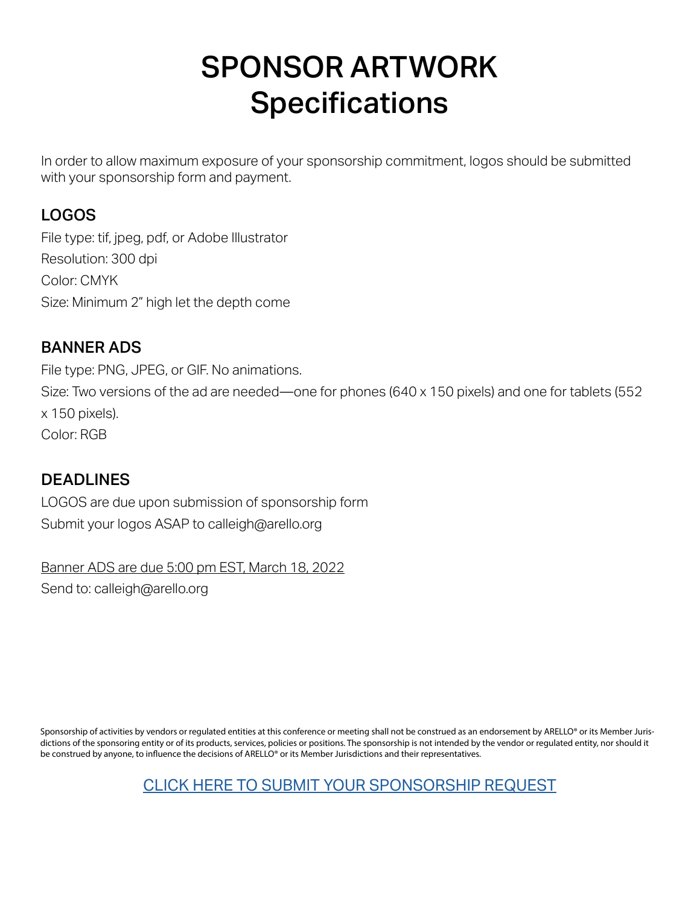# SPONSOR ARTWORK
# Specifications

In order to allow maximum exposure of your sponsorship commitment, logos should be submitted with your sponsorship form and payment.

## LOGOS

File type: tif, jpeg, pdf, or Adobe Illustrator

Resolution: 300 dpi

Color: CMYK

Size: Minimum 2" high let the depth come

## BANNER ADS

File type: PNG, JPEG, or GIF. No animations.

Size: Two versions of the ad are needed—one for phones (640 x 150 pixels) and one for tablets (552 x 150 pixels).

Color: RGB

## DEADLINES

LOGOS are due upon submission of sponsorship form

Submit your logos ASAP to calleigh@arello.org

Banner ADS are due 5:00 pm EST, March 18, 2022

Send to: calleigh@arello.org

Sponsorship of activities by vendors or regulated entities at this conference or meeting shall not be construed as an endorsement by ARELLO® or its Member Jurisdictions of the sponsoring entity or of its products, services, policies or positions. The sponsorship is not intended by the vendor or regulated entity, nor should it be construed by anyone, to influence the decisions of ARELLO® or its Member Jurisdictions and their representatives.

CLICK HERE TO SUBMIT YOUR SPONSORSHIP REQUEST